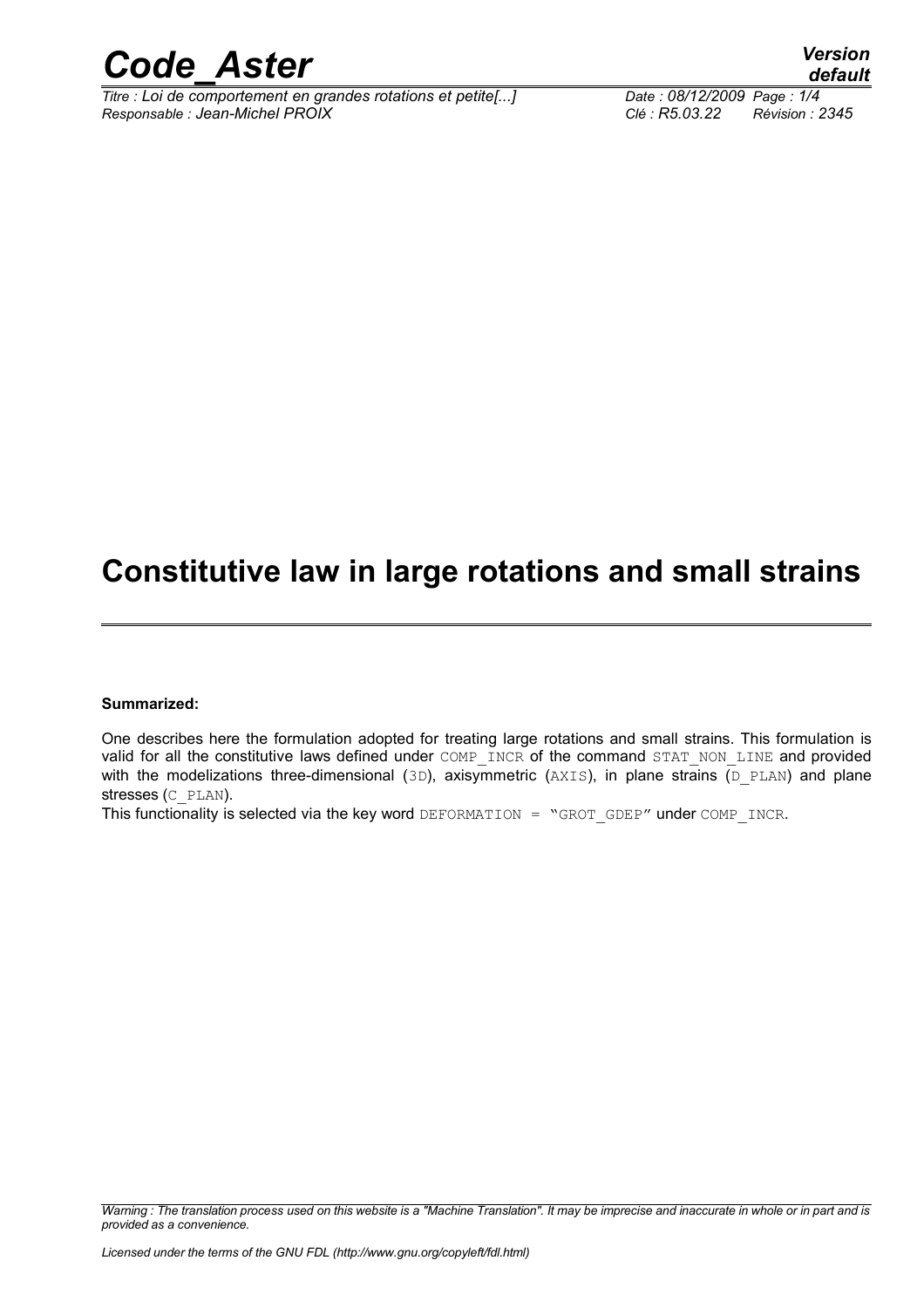# Constitutive law in large rotations and small strains

**Summarized:**

One describes here the formulation adopted for treating large rotations and small strains. This formulation is valid for all the constitutive laws defined under COMP_INCR of the command STAT_NON_LINE and provided with the modelizations three-dimensional (3D), axisymmetric (AXIS), in plane strains (D_PLAN) and plane stresses (C_PLAN).

This functionality is selected via the key word DEFORMATION = "GROT_GDEP" under COMP_INCR.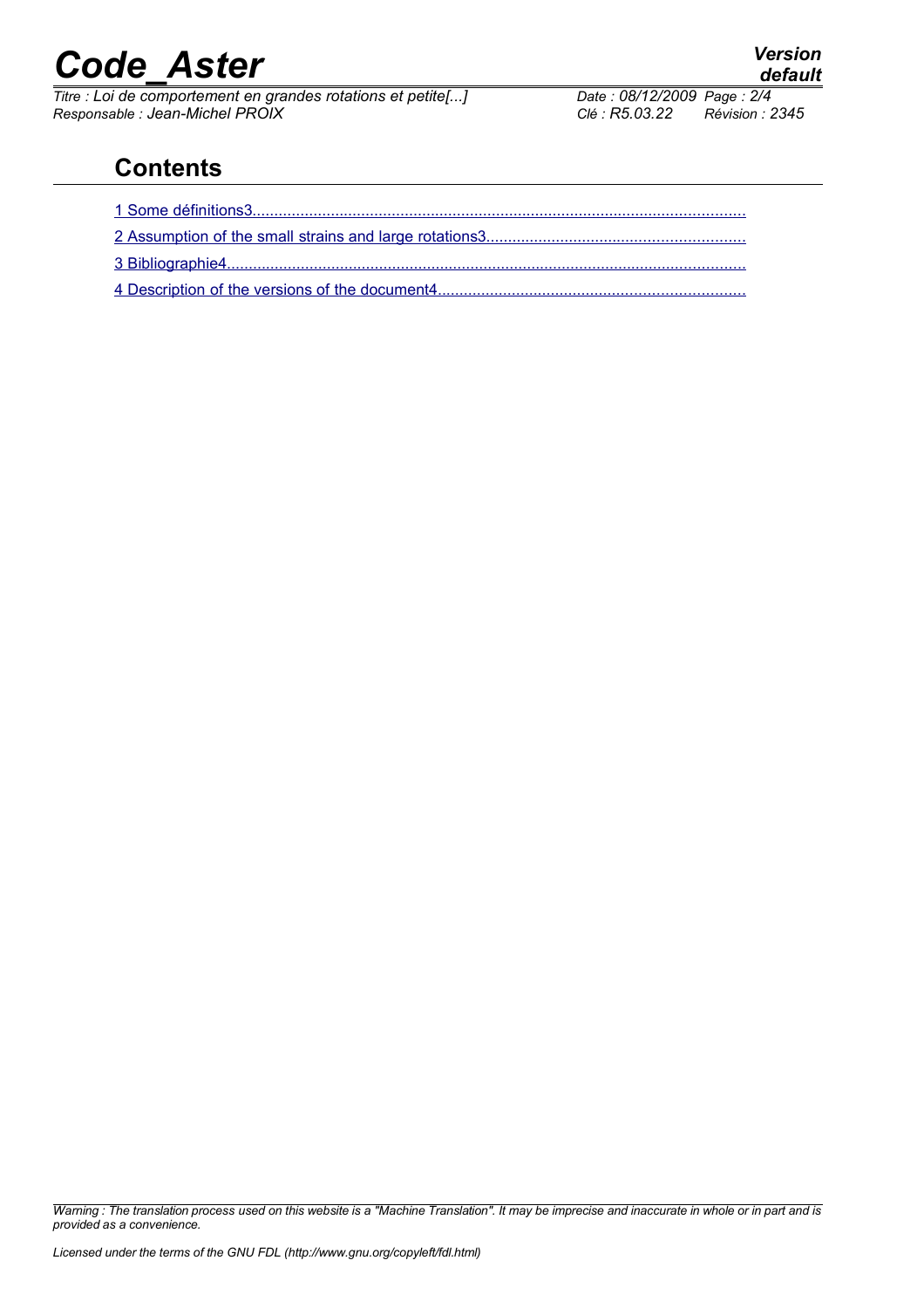# Contents

1 Some définitions3

2 Assumption of the small strains and large rotations3

3 Bibliographie4

4 Description of the versions of the document4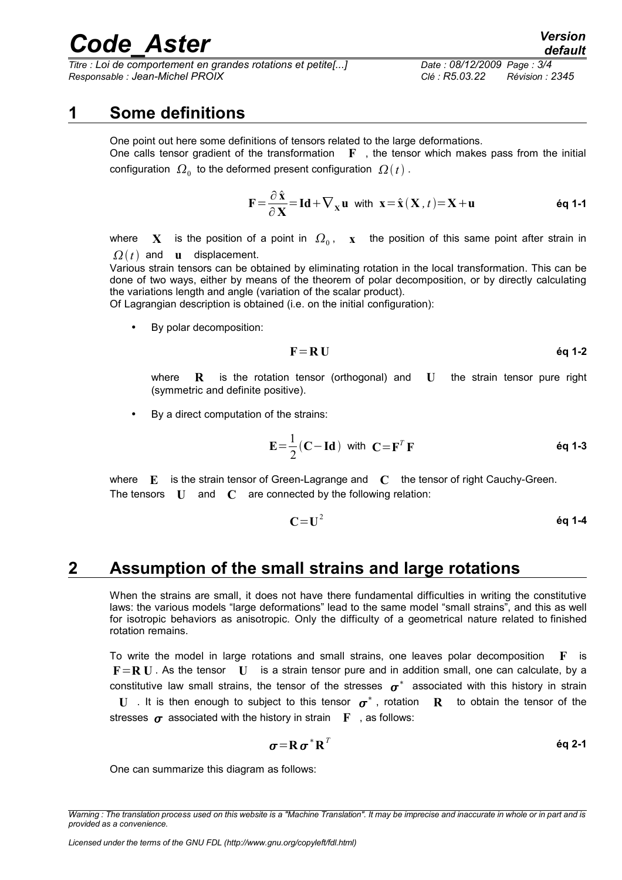# 1 Some definitions

One point out here some definitions of tensors related to the large deformations.
One calls tensor gradient of the transformation $\mathbf{F}$ , the tensor which makes pass from the initial configuration $\Omega_0$ to the deformed present configuration $\Omega(t)$ .

$$\mathbf{F}=\frac{\partial \hat{\mathbf{x}}}{\partial \mathbf{X}}=\mathbf{Id}+\nabla_{\mathbf{X}}\mathbf{u} \text{ with } \mathbf{x}=\hat{\mathbf{x}}(\mathbf{X},t)=\mathbf{X}+\mathbf{u} \qquad \textbf{éq 1-1}$$

where $\mathbf{X}$ is the position of a point in $\Omega_0$, $\mathbf{x}$ the position of this same point after strain in $\Omega(t)$ and $\mathbf{u}$ displacement.
Various strain tensors can be obtained by eliminating rotation in the local transformation. This can be done of two ways, either by means of the theorem of polar decomposition, or by directly calculating the variations length and angle (variation of the scalar product).
Of Lagrangian description is obtained (i.e. on the initial configuration):

- By polar decomposition:

$$\mathbf{F}=\mathbf{R}\,\mathbf{U} \qquad \textbf{éq 1-2}$$

where $\mathbf{R}$ is the rotation tensor (orthogonal) and $\mathbf{U}$ the strain tensor pure right (symmetric and definite positive).

- By a direct computation of the strains:

$$\mathbf{E}=\frac{1}{2}(\mathbf{C}-\mathbf{Id}) \text{ with } \mathbf{C}=\mathbf{F}^T\mathbf{F} \qquad \textbf{éq 1-3}$$

where $\mathbf{E}$ is the strain tensor of Green-Lagrange and $\mathbf{C}$ the tensor of right Cauchy-Green.
The tensors $\mathbf{U}$ and $\mathbf{C}$ are connected by the following relation:

$$\mathbf{C}=\mathbf{U}^2 \qquad \textbf{éq 1-4}$$

# 2 Assumption of the small strains and large rotations

When the strains are small, it does not have there fundamental difficulties in writing the constitutive laws: the various models "large deformations" lead to the same model "small strains", and this as well for isotropic behaviors as anisotropic. Only the difficulty of a geometrical nature related to finished rotation remains.

To write the model in large rotations and small strains, one leaves polar decomposition $\mathbf{F}$ is $\mathbf{F}=\mathbf{R}\,\mathbf{U}$. As the tensor $\mathbf{U}$ is a strain tensor pure and in addition small, one can calculate, by a constitutive law small strains, the tensor of the stresses $\boldsymbol{\sigma}^*$ associated with this history in strain $\mathbf{U}$ . It is then enough to subject to this tensor $\boldsymbol{\sigma}^*$, rotation $\mathbf{R}$ to obtain the tensor of the stresses $\boldsymbol{\sigma}$ associated with the history in strain $\mathbf{F}$ , as follows:

$$\boldsymbol{\sigma}=\mathbf{R}\,\boldsymbol{\sigma}^*\mathbf{R}^T \qquad \textbf{éq 2-1}$$

One can summarize this diagram as follows: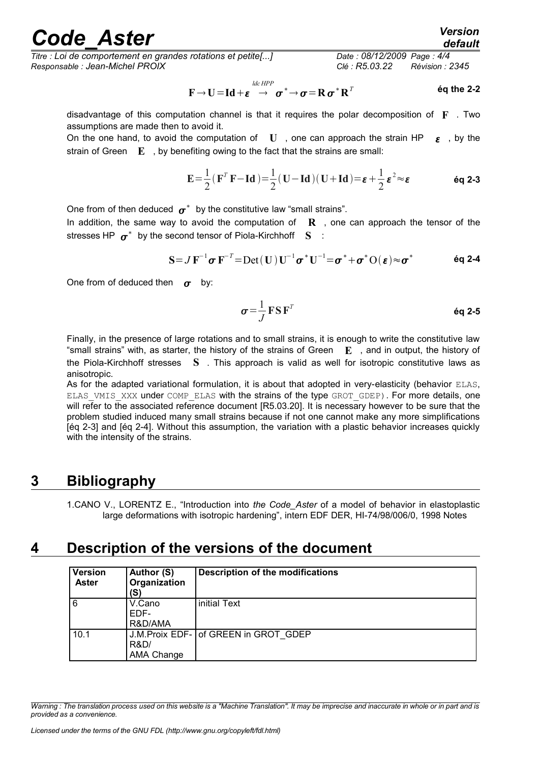$$\mathbf{F} \rightarrow \mathbf{U} = \mathbf{Id} + \boldsymbol{\varepsilon} \overset{ldc\,HPP}{\rightarrow} \boldsymbol{\sigma}^* \rightarrow \boldsymbol{\sigma} = \mathbf{R}\,\boldsymbol{\sigma}^*\,\mathbf{R}^T \qquad \text{éq the 2-2}$$

disadvantage of this computation channel is that it requires the polar decomposition of $\mathbf{F}$ . Two assumptions are made then to avoid it.

On the one hand, to avoid the computation of $\mathbf{U}$ , one can approach the strain HP $\boldsymbol{\varepsilon}$ , by the strain of Green $\mathbf{E}$ , by benefiting owing to the fact that the strains are small:

$$\mathbf{E} = \frac{1}{2}(\mathbf{F}^T\mathbf{F} - \mathbf{Id}) = \frac{1}{2}(\mathbf{U} - \mathbf{Id})(\mathbf{U} + \mathbf{Id}) = \boldsymbol{\varepsilon} + \frac{1}{2}\boldsymbol{\varepsilon}^2 \approx \boldsymbol{\varepsilon} \qquad \text{éq 2-3}$$

One from of then deduced $\boldsymbol{\sigma}^*$ by the constitutive law "small strains".

In addition, the same way to avoid the computation of $\mathbf{R}$ , one can approach the tensor of the stresses HP $\boldsymbol{\sigma}^*$ by the second tensor of Piola-Kirchhoff $\mathbf{S}$ :

$$\mathbf{S} = J\,\mathbf{F}^{-1}\boldsymbol{\sigma}\,\mathbf{F}^{-T} = \mathrm{Det}(\mathbf{U})\,\mathbf{U}^{-1}\boldsymbol{\sigma}^*\mathbf{U}^{-1} = \boldsymbol{\sigma}^* + \boldsymbol{\sigma}^*\,\mathrm{O}(\boldsymbol{\varepsilon}) \approx \boldsymbol{\sigma}^* \qquad \text{éq 2-4}$$

One from of deduced then $\boldsymbol{\sigma}$ by:

$$\boldsymbol{\sigma} = \frac{1}{J}\mathbf{F}\mathbf{S}\mathbf{F}^T \qquad \text{éq 2-5}$$

Finally, in the presence of large rotations and to small strains, it is enough to write the constitutive law "small strains" with, as starter, the history of the strains of Green $\mathbf{E}$ , and in output, the history of the Piola-Kirchhoff stresses $\mathbf{S}$ . This approach is valid as well for isotropic constitutive laws as anisotropic.

As for the adapted variational formulation, it is about that adopted in very-elasticity (behavior ELAS, ELAS_VMIS_XXX under COMP_ELAS with the strains of the type GROT_GDEP). For more details, one will refer to the associated reference document [R5.03.20]. It is necessary however to be sure that the problem studied induced many small strains because if not one cannot make any more simplifications [éq 2-3] and [éq 2-4]. Without this assumption, the variation with a plastic behavior increases quickly with the intensity of the strains.

# 3 Bibliography

1. CANO V., LORENTZ E., "Introduction into *the Code_Aster* of a model of behavior in elastoplastic large deformations with isotropic hardening", intern EDF DER, HI-74/98/006/0, 1998 Notes

# 4 Description of the versions of the document

| Version Aster | Author (S) Organization (S) | Description of the modifications |
|---|---|---|
| 6 | V.Cano EDF-R&D/AMA | initial Text |
| 10.1 | J.M.Proix EDF-R&D/AMA Change | of GREEN in GROT_GDEP |